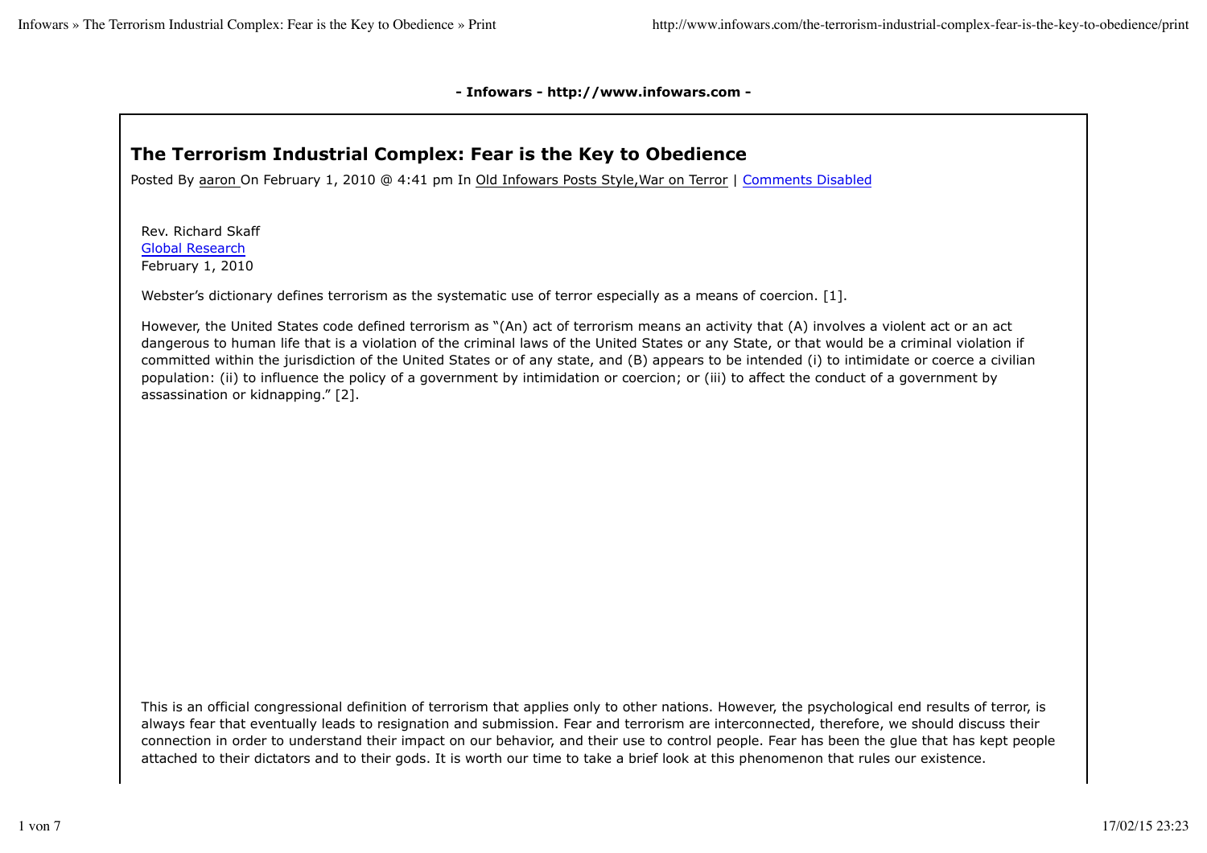**- Infowars - http://www.infowars.com -**

# The Terrorism Industrial Complex: Fear is the Key to Obedience

Posted By aaron On February 1, 2010 @ 4:41 pm In Old Infowars Posts Style,War on Terror | Comments Disabled

Rev. Richard Skaff
Global Research
February 1, 2010

Webster's dictionary defines terrorism as the systematic use of terror especially as a means of coercion. [1].

However, the United States code defined terrorism as "(An) act of terrorism means an activity that (A) involves a violent act or an act dangerous to human life that is a violation of the criminal laws of the United States or any State, or that would be a criminal violation if committed within the jurisdiction of the United States or of any state, and (B) appears to be intended (i) to intimidate or coerce a civilian population: (ii) to influence the policy of a government by intimidation or coercion; or (iii) to affect the conduct of a government by assassination or kidnapping." [2].

This is an official congressional definition of terrorism that applies only to other nations. However, the psychological end results of terror, is always fear that eventually leads to resignation and submission. Fear and terrorism are interconnected, therefore, we should discuss their connection in order to understand their impact on our behavior, and their use to control people. Fear has been the glue that has kept people attached to their dictators and to their gods. It is worth our time to take a brief look at this phenomenon that rules our existence.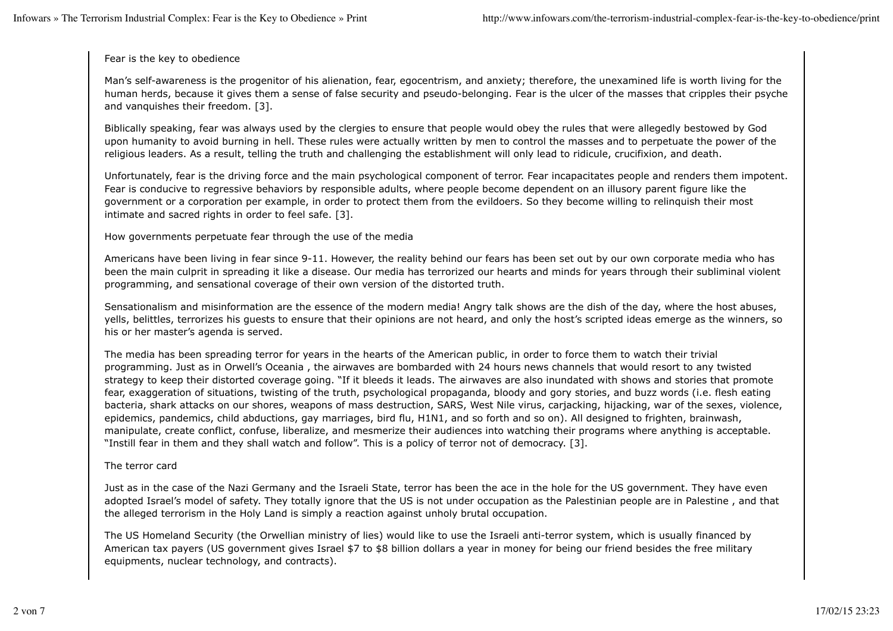Fear is the key to obedience

Man's self-awareness is the progenitor of his alienation, fear, egocentrism, and anxiety; therefore, the unexamined life is worth living for the human herds, because it gives them a sense of false security and pseudo-belonging. Fear is the ulcer of the masses that cripples their psyche and vanquishes their freedom. [3].

Biblically speaking, fear was always used by the clergies to ensure that people would obey the rules that were allegedly bestowed by God upon humanity to avoid burning in hell. These rules were actually written by men to control the masses and to perpetuate the power of the religious leaders. As a result, telling the truth and challenging the establishment will only lead to ridicule, crucifixion, and death.

Unfortunately, fear is the driving force and the main psychological component of terror. Fear incapacitates people and renders them impotent. Fear is conducive to regressive behaviors by responsible adults, where people become dependent on an illusory parent figure like the government or a corporation per example, in order to protect them from the evildoers. So they become willing to relinquish their most intimate and sacred rights in order to feel safe. [3].

How governments perpetuate fear through the use of the media

Americans have been living in fear since 9-11. However, the reality behind our fears has been set out by our own corporate media who has been the main culprit in spreading it like a disease. Our media has terrorized our hearts and minds for years through their subliminal violent programming, and sensational coverage of their own version of the distorted truth.

Sensationalism and misinformation are the essence of the modern media! Angry talk shows are the dish of the day, where the host abuses, yells, belittles, terrorizes his guests to ensure that their opinions are not heard, and only the host's scripted ideas emerge as the winners, so his or her master's agenda is served.

The media has been spreading terror for years in the hearts of the American public, in order to force them to watch their trivial programming. Just as in Orwell's Oceania , the airwaves are bombarded with 24 hours news channels that would resort to any twisted strategy to keep their distorted coverage going. "If it bleeds it leads. The airwaves are also inundated with shows and stories that promote fear, exaggeration of situations, twisting of the truth, psychological propaganda, bloody and gory stories, and buzz words (i.e. flesh eating bacteria, shark attacks on our shores, weapons of mass destruction, SARS, West Nile virus, carjacking, hijacking, war of the sexes, violence, epidemics, pandemics, child abductions, gay marriages, bird flu, H1N1, and so forth and so on). All designed to frighten, brainwash, manipulate, create conflict, confuse, liberalize, and mesmerize their audiences into watching their programs where anything is acceptable. "Instill fear in them and they shall watch and follow". This is a policy of terror not of democracy. [3].

The terror card

Just as in the case of the Nazi Germany and the Israeli State, terror has been the ace in the hole for the US government. They have even adopted Israel's model of safety. They totally ignore that the US is not under occupation as the Palestinian people are in Palestine , and that the alleged terrorism in the Holy Land is simply a reaction against unholy brutal occupation.

The US Homeland Security (the Orwellian ministry of lies) would like to use the Israeli anti-terror system, which is usually financed by American tax payers (US government gives Israel $7 to $8 billion dollars a year in money for being our friend besides the free military equipments, nuclear technology, and contracts).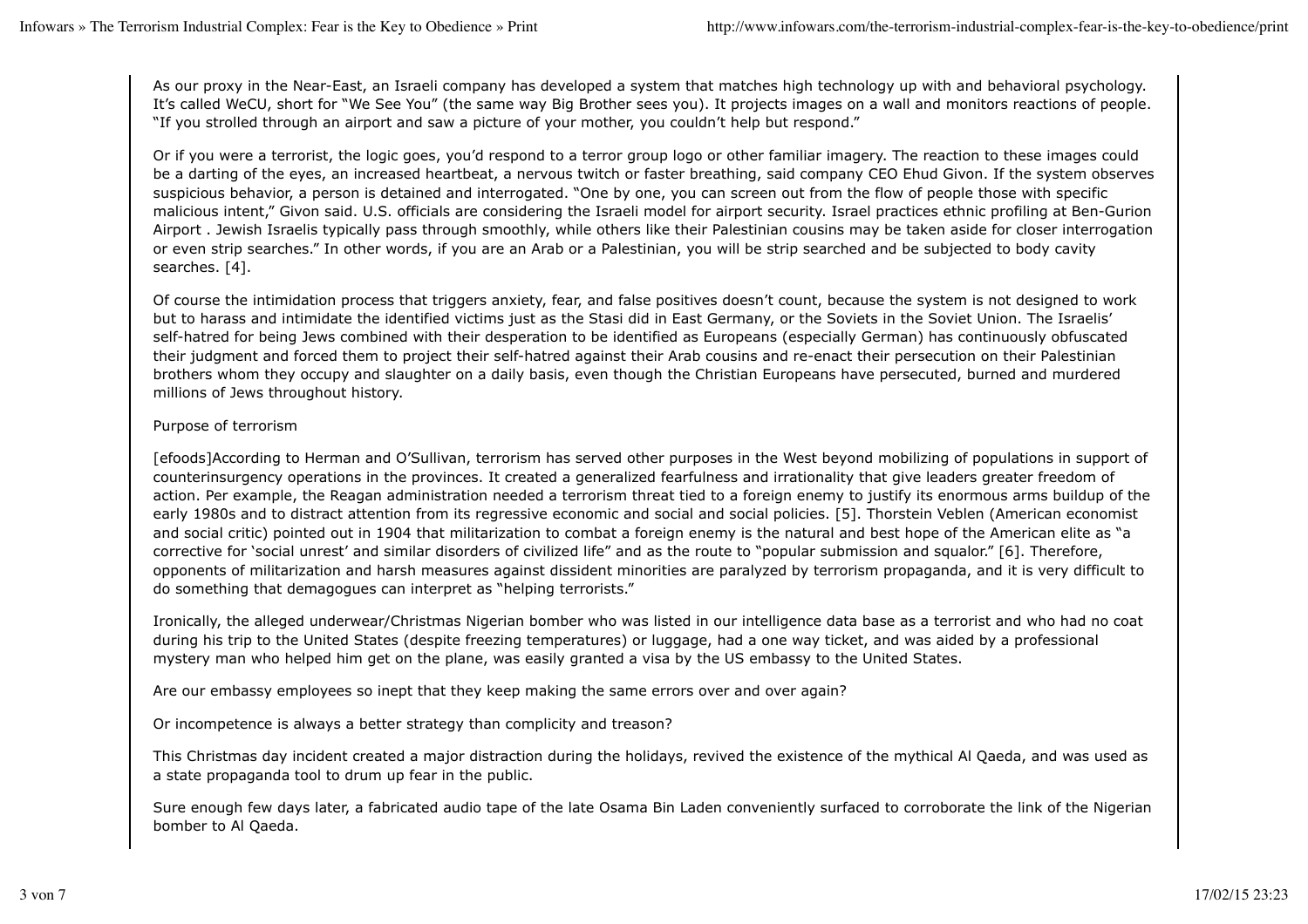As our proxy in the Near-East, an Israeli company has developed a system that matches high technology up with and behavioral psychology. It's called WeCU, short for "We See You" (the same way Big Brother sees you). It projects images on a wall and monitors reactions of people. "If you strolled through an airport and saw a picture of your mother, you couldn't help but respond."

Or if you were a terrorist, the logic goes, you'd respond to a terror group logo or other familiar imagery. The reaction to these images could be a darting of the eyes, an increased heartbeat, a nervous twitch or faster breathing, said company CEO Ehud Givon. If the system observes suspicious behavior, a person is detained and interrogated. "One by one, you can screen out from the flow of people those with specific malicious intent," Givon said. U.S. officials are considering the Israeli model for airport security. Israel practices ethnic profiling at Ben-Gurion Airport . Jewish Israelis typically pass through smoothly, while others like their Palestinian cousins may be taken aside for closer interrogation or even strip searches." In other words, if you are an Arab or a Palestinian, you will be strip searched and be subjected to body cavity searches. [4].

Of course the intimidation process that triggers anxiety, fear, and false positives doesn't count, because the system is not designed to work but to harass and intimidate the identified victims just as the Stasi did in East Germany, or the Soviets in the Soviet Union. The Israelis' self-hatred for being Jews combined with their desperation to be identified as Europeans (especially German) has continuously obfuscated their judgment and forced them to project their self-hatred against their Arab cousins and re-enact their persecution on their Palestinian brothers whom they occupy and slaughter on a daily basis, even though the Christian Europeans have persecuted, burned and murdered millions of Jews throughout history.

Purpose of terrorism

[efoods]According to Herman and O'Sullivan, terrorism has served other purposes in the West beyond mobilizing of populations in support of counterinsurgency operations in the provinces. It created a generalized fearfulness and irrationality that give leaders greater freedom of action. Per example, the Reagan administration needed a terrorism threat tied to a foreign enemy to justify its enormous arms buildup of the early 1980s and to distract attention from its regressive economic and social and social policies. [5]. Thorstein Veblen (American economist and social critic) pointed out in 1904 that militarization to combat a foreign enemy is the natural and best hope of the American elite as "a corrective for 'social unrest' and similar disorders of civilized life" and as the route to "popular submission and squalor." [6]. Therefore, opponents of militarization and harsh measures against dissident minorities are paralyzed by terrorism propaganda, and it is very difficult to do something that demagogues can interpret as "helping terrorists."

Ironically, the alleged underwear/Christmas Nigerian bomber who was listed in our intelligence data base as a terrorist and who had no coat during his trip to the United States (despite freezing temperatures) or luggage, had a one way ticket, and was aided by a professional mystery man who helped him get on the plane, was easily granted a visa by the US embassy to the United States.

Are our embassy employees so inept that they keep making the same errors over and over again?

Or incompetence is always a better strategy than complicity and treason?

This Christmas day incident created a major distraction during the holidays, revived the existence of the mythical Al Qaeda, and was used as a state propaganda tool to drum up fear in the public.

Sure enough few days later, a fabricated audio tape of the late Osama Bin Laden conveniently surfaced to corroborate the link of the Nigerian bomber to Al Qaeda.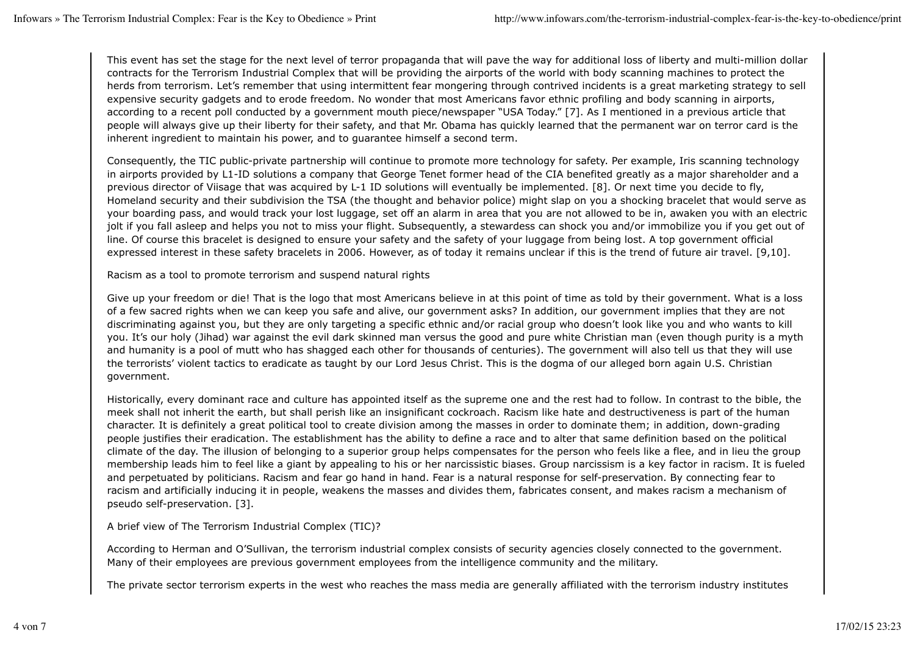This event has set the stage for the next level of terror propaganda that will pave the way for additional loss of liberty and multi-million dollar contracts for the Terrorism Industrial Complex that will be providing the airports of the world with body scanning machines to protect the herds from terrorism. Let's remember that using intermittent fear mongering through contrived incidents is a great marketing strategy to sell expensive security gadgets and to erode freedom. No wonder that most Americans favor ethnic profiling and body scanning in airports, according to a recent poll conducted by a government mouth piece/newspaper "USA Today." [7]. As I mentioned in a previous article that people will always give up their liberty for their safety, and that Mr. Obama has quickly learned that the permanent war on terror card is the inherent ingredient to maintain his power, and to guarantee himself a second term.

Consequently, the TIC public-private partnership will continue to promote more technology for safety. Per example, Iris scanning technology in airports provided by L1-ID solutions a company that George Tenet former head of the CIA benefited greatly as a major shareholder and a previous director of Viisage that was acquired by L-1 ID solutions will eventually be implemented. [8]. Or next time you decide to fly, Homeland security and their subdivision the TSA (the thought and behavior police) might slap on you a shocking bracelet that would serve as your boarding pass, and would track your lost luggage, set off an alarm in area that you are not allowed to be in, awaken you with an electric jolt if you fall asleep and helps you not to miss your flight. Subsequently, a stewardess can shock you and/or immobilize you if you get out of line. Of course this bracelet is designed to ensure your safety and the safety of your luggage from being lost. A top government official expressed interest in these safety bracelets in 2006. However, as of today it remains unclear if this is the trend of future air travel. [9,10].

Racism as a tool to promote terrorism and suspend natural rights

Give up your freedom or die! That is the logo that most Americans believe in at this point of time as told by their government. What is a loss of a few sacred rights when we can keep you safe and alive, our government asks? In addition, our government implies that they are not discriminating against you, but they are only targeting a specific ethnic and/or racial group who doesn't look like you and who wants to kill you. It's our holy (Jihad) war against the evil dark skinned man versus the good and pure white Christian man (even though purity is a myth and humanity is a pool of mutt who has shagged each other for thousands of centuries). The government will also tell us that they will use the terrorists' violent tactics to eradicate as taught by our Lord Jesus Christ. This is the dogma of our alleged born again U.S. Christian government.

Historically, every dominant race and culture has appointed itself as the supreme one and the rest had to follow. In contrast to the bible, the meek shall not inherit the earth, but shall perish like an insignificant cockroach. Racism like hate and destructiveness is part of the human character. It is definitely a great political tool to create division among the masses in order to dominate them; in addition, down-grading people justifies their eradication. The establishment has the ability to define a race and to alter that same definition based on the political climate of the day. The illusion of belonging to a superior group helps compensates for the person who feels like a flee, and in lieu the group membership leads him to feel like a giant by appealing to his or her narcissistic biases. Group narcissism is a key factor in racism. It is fueled and perpetuated by politicians. Racism and fear go hand in hand. Fear is a natural response for self-preservation. By connecting fear to racism and artificially inducing it in people, weakens the masses and divides them, fabricates consent, and makes racism a mechanism of pseudo self-preservation. [3].

A brief view of The Terrorism Industrial Complex (TIC)?

According to Herman and O'Sullivan, the terrorism industrial complex consists of security agencies closely connected to the government. Many of their employees are previous government employees from the intelligence community and the military.

The private sector terrorism experts in the west who reaches the mass media are generally affiliated with the terrorism industry institutes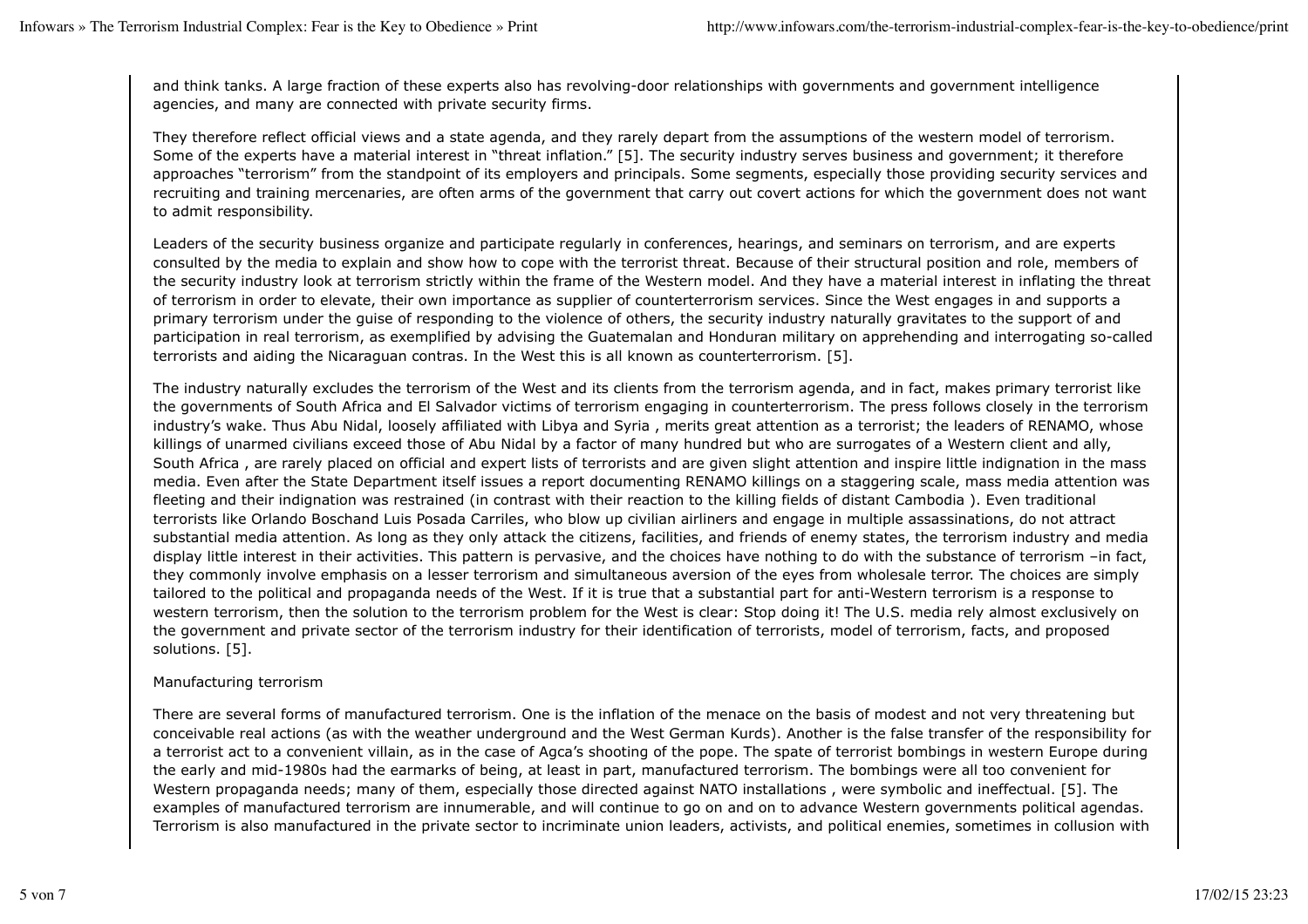and think tanks. A large fraction of these experts also has revolving-door relationships with governments and government intelligence agencies, and many are connected with private security firms.

They therefore reflect official views and a state agenda, and they rarely depart from the assumptions of the western model of terrorism. Some of the experts have a material interest in "threat inflation." [5]. The security industry serves business and government; it therefore approaches "terrorism" from the standpoint of its employers and principals. Some segments, especially those providing security services and recruiting and training mercenaries, are often arms of the government that carry out covert actions for which the government does not want to admit responsibility.

Leaders of the security business organize and participate regularly in conferences, hearings, and seminars on terrorism, and are experts consulted by the media to explain and show how to cope with the terrorist threat. Because of their structural position and role, members of the security industry look at terrorism strictly within the frame of the Western model. And they have a material interest in inflating the threat of terrorism in order to elevate, their own importance as supplier of counterterrorism services. Since the West engages in and supports a primary terrorism under the guise of responding to the violence of others, the security industry naturally gravitates to the support of and participation in real terrorism, as exemplified by advising the Guatemalan and Honduran military on apprehending and interrogating so-called terrorists and aiding the Nicaraguan contras. In the West this is all known as counterterrorism. [5].

The industry naturally excludes the terrorism of the West and its clients from the terrorism agenda, and in fact, makes primary terrorist like the governments of South Africa and El Salvador victims of terrorism engaging in counterterrorism. The press follows closely in the terrorism industry's wake. Thus Abu Nidal, loosely affiliated with Libya and Syria , merits great attention as a terrorist; the leaders of RENAMO, whose killings of unarmed civilians exceed those of Abu Nidal by a factor of many hundred but who are surrogates of a Western client and ally, South Africa , are rarely placed on official and expert lists of terrorists and are given slight attention and inspire little indignation in the mass media. Even after the State Department itself issues a report documenting RENAMO killings on a staggering scale, mass media attention was fleeting and their indignation was restrained (in contrast with their reaction to the killing fields of distant Cambodia ). Even traditional terrorists like Orlando Boschand Luis Posada Carriles, who blow up civilian airliners and engage in multiple assassinations, do not attract substantial media attention. As long as they only attack the citizens, facilities, and friends of enemy states, the terrorism industry and media display little interest in their activities. This pattern is pervasive, and the choices have nothing to do with the substance of terrorism –in fact, they commonly involve emphasis on a lesser terrorism and simultaneous aversion of the eyes from wholesale terror. The choices are simply tailored to the political and propaganda needs of the West. If it is true that a substantial part for anti-Western terrorism is a response to western terrorism, then the solution to the terrorism problem for the West is clear: Stop doing it! The U.S. media rely almost exclusively on the government and private sector of the terrorism industry for their identification of terrorists, model of terrorism, facts, and proposed solutions. [5].

Manufacturing terrorism

There are several forms of manufactured terrorism. One is the inflation of the menace on the basis of modest and not very threatening but conceivable real actions (as with the weather underground and the West German Kurds). Another is the false transfer of the responsibility for a terrorist act to a convenient villain, as in the case of Agca's shooting of the pope. The spate of terrorist bombings in western Europe during the early and mid-1980s had the earmarks of being, at least in part, manufactured terrorism. The bombings were all too convenient for Western propaganda needs; many of them, especially those directed against NATO installations , were symbolic and ineffectual. [5]. The examples of manufactured terrorism are innumerable, and will continue to go on and on to advance Western governments political agendas. Terrorism is also manufactured in the private sector to incriminate union leaders, activists, and political enemies, sometimes in collusion with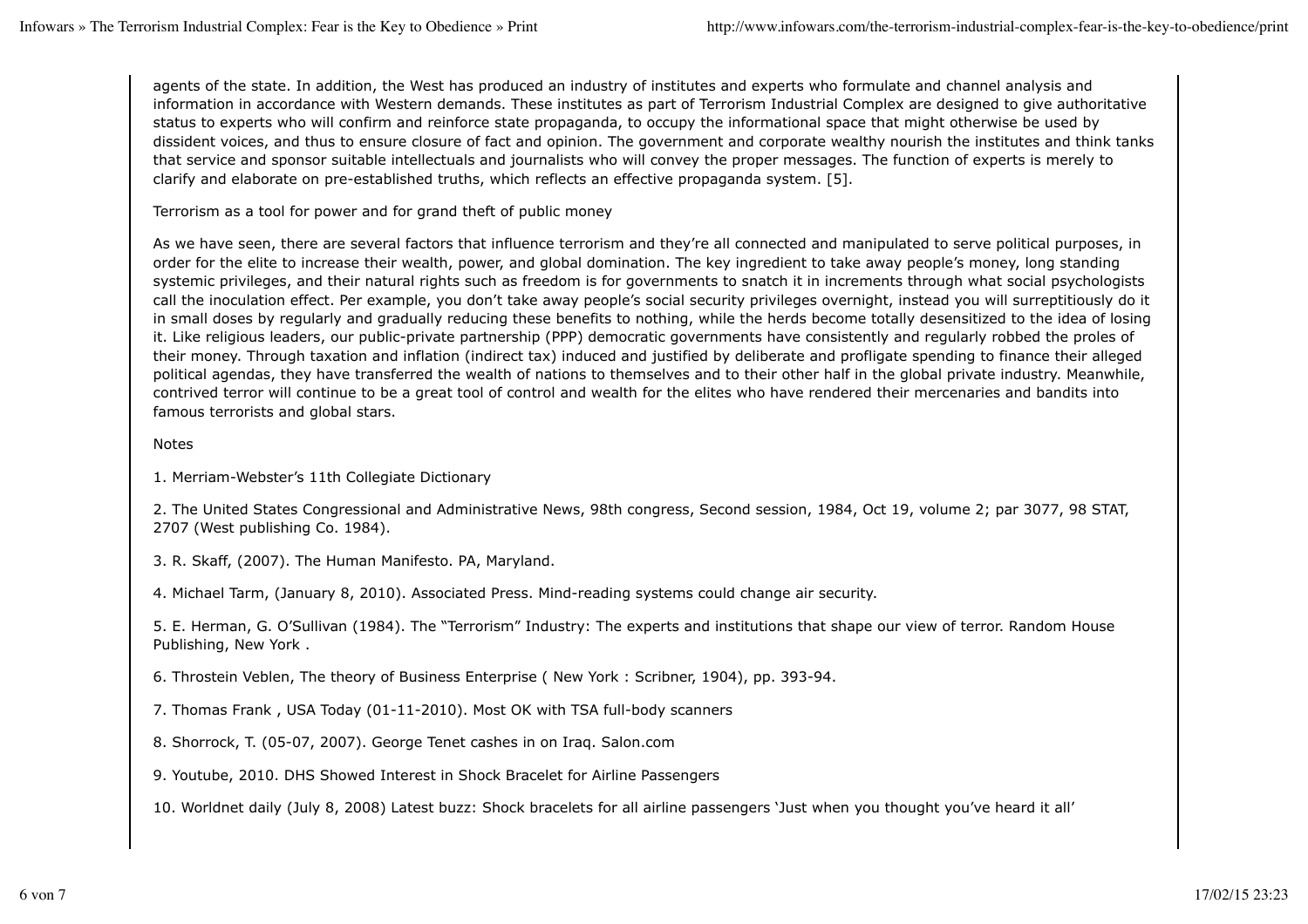agents of the state. In addition, the West has produced an industry of institutes and experts who formulate and channel analysis and information in accordance with Western demands. These institutes as part of Terrorism Industrial Complex are designed to give authoritative status to experts who will confirm and reinforce state propaganda, to occupy the informational space that might otherwise be used by dissident voices, and thus to ensure closure of fact and opinion. The government and corporate wealthy nourish the institutes and think tanks that service and sponsor suitable intellectuals and journalists who will convey the proper messages. The function of experts is merely to clarify and elaborate on pre-established truths, which reflects an effective propaganda system. [5].

## Terrorism as a tool for power and for grand theft of public money

As we have seen, there are several factors that influence terrorism and they're all connected and manipulated to serve political purposes, in order for the elite to increase their wealth, power, and global domination. The key ingredient to take away people's money, long standing systemic privileges, and their natural rights such as freedom is for governments to snatch it in increments through what social psychologists call the inoculation effect. Per example, you don't take away people's social security privileges overnight, instead you will surreptitiously do it in small doses by regularly and gradually reducing these benefits to nothing, while the herds become totally desensitized to the idea of losing it. Like religious leaders, our public-private partnership (PPP) democratic governments have consistently and regularly robbed the proles of their money. Through taxation and inflation (indirect tax) induced and justified by deliberate and profligate spending to finance their alleged political agendas, they have transferred the wealth of nations to themselves and to their other half in the global private industry. Meanwhile, contrived terror will continue to be a great tool of control and wealth for the elites who have rendered their mercenaries and bandits into famous terrorists and global stars.

## Notes

1. Merriam-Webster's 11th Collegiate Dictionary

2. The United States Congressional and Administrative News, 98th congress, Second session, 1984, Oct 19, volume 2; par 3077, 98 STAT, 2707 (West publishing Co. 1984).

3. R. Skaff, (2007). The Human Manifesto. PA, Maryland.

4. Michael Tarm, (January 8, 2010). Associated Press. Mind-reading systems could change air security.

5. E. Herman, G. O'Sullivan (1984). The "Terrorism" Industry: The experts and institutions that shape our view of terror. Random House Publishing, New York .

6. Throstein Veblen, The theory of Business Enterprise ( New York : Scribner, 1904), pp. 393-94.

7. Thomas Frank , USA Today (01-11-2010). Most OK with TSA full-body scanners

8. Shorrock, T. (05-07, 2007). George Tenet cashes in on Iraq. Salon.com

9. Youtube, 2010. DHS Showed Interest in Shock Bracelet for Airline Passengers

10. Worldnet daily (July 8, 2008) Latest buzz: Shock bracelets for all airline passengers 'Just when you thought you've heard it all'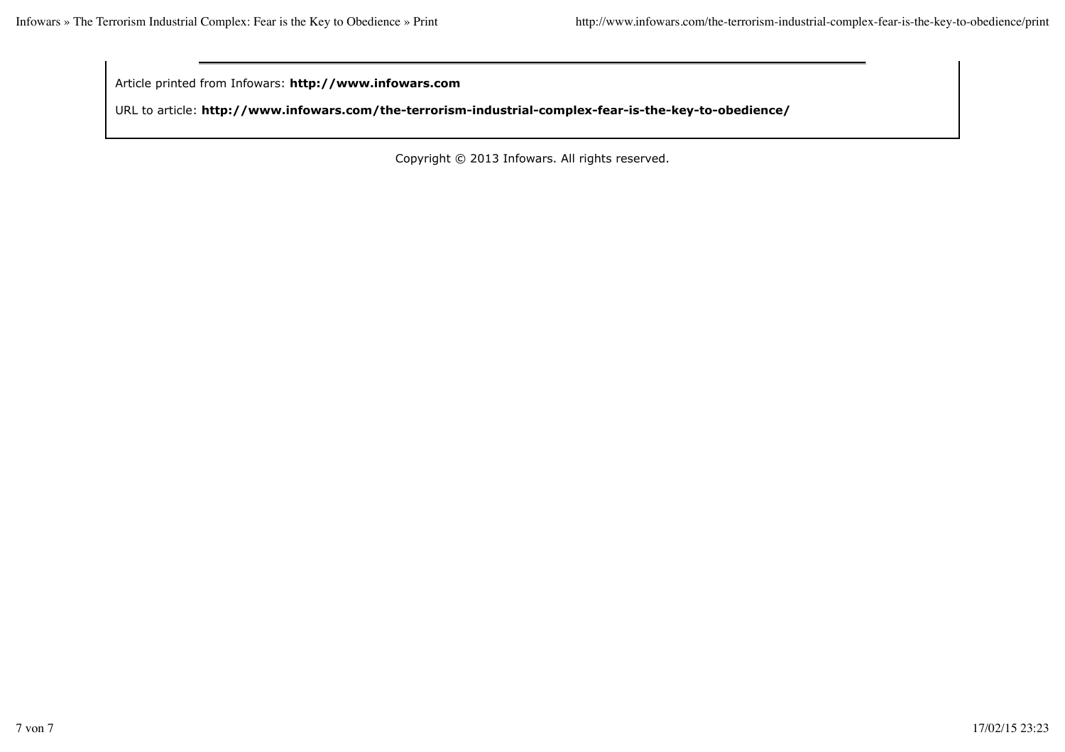Article printed from Infowars: **http://www.infowars.com**

URL to article: **http://www.infowars.com/the-terrorism-industrial-complex-fear-is-the-key-to-obedience/**

Copyright © 2013 Infowars. All rights reserved.